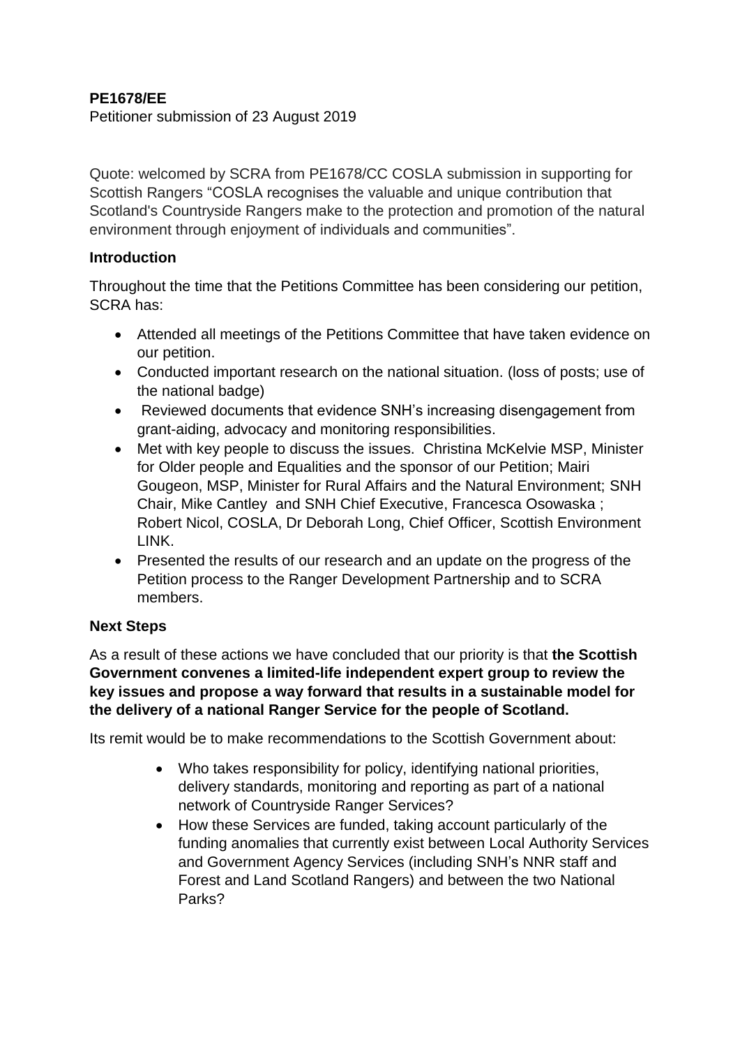**PE1678/EE**
Petitioner submission of 23 August 2019

Quote: welcomed by SCRA from PE1678/CC COSLA submission in supporting for Scottish Rangers "COSLA recognises the valuable and unique contribution that Scotland's Countryside Rangers make to the protection and promotion of the natural environment through enjoyment of individuals and communities".

**Introduction**

Throughout the time that the Petitions Committee has been considering our petition, SCRA has:

- Attended all meetings of the Petitions Committee that have taken evidence on our petition.
- Conducted important research on the national situation. (loss of posts; use of the national badge)
- Reviewed documents that evidence SNH's increasing disengagement from grant-aiding, advocacy and monitoring responsibilities.
- Met with key people to discuss the issues. Christina McKelvie MSP, Minister for Older people and Equalities and the sponsor of our Petition; Mairi Gougeon, MSP, Minister for Rural Affairs and the Natural Environment; SNH Chair, Mike Cantley and SNH Chief Executive, Francesca Osowaska ; Robert Nicol, COSLA, Dr Deborah Long, Chief Officer, Scottish Environment LINK.
- Presented the results of our research and an update on the progress of the Petition process to the Ranger Development Partnership and to SCRA members.

**Next Steps**

As a result of these actions we have concluded that our priority is that **the Scottish Government convenes a limited-life independent expert group to review the key issues and propose a way forward that results in a sustainable model for the delivery of a national Ranger Service for the people of Scotland.**

Its remit would be to make recommendations to the Scottish Government about:

- Who takes responsibility for policy, identifying national priorities, delivery standards, monitoring and reporting as part of a national network of Countryside Ranger Services?
- How these Services are funded, taking account particularly of the funding anomalies that currently exist between Local Authority Services and Government Agency Services (including SNH's NNR staff and Forest and Land Scotland Rangers) and between the two National Parks?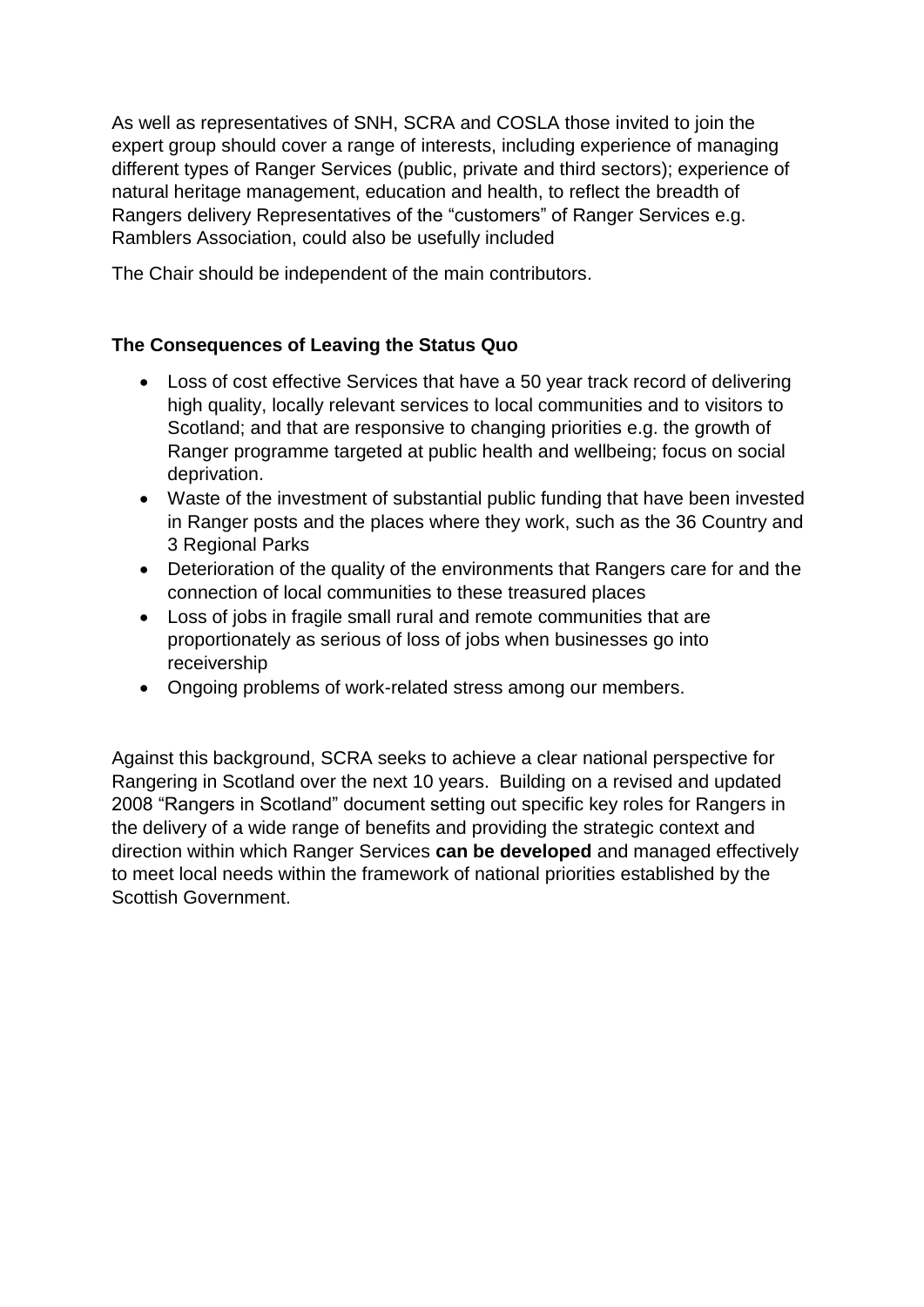As well as representatives of SNH, SCRA and COSLA those invited to join the expert group should cover a range of interests, including experience of managing different types of Ranger Services (public, private and third sectors); experience of natural heritage management, education and health, to reflect the breadth of Rangers delivery Representatives of the "customers" of Ranger Services e.g. Ramblers Association, could also be usefully included

The Chair should be independent of the main contributors.

**The Consequences of Leaving the Status Quo**

- Loss of cost effective Services that have a 50 year track record of delivering high quality, locally relevant services to local communities and to visitors to Scotland; and that are responsive to changing priorities e.g. the growth of Ranger programme targeted at public health and wellbeing; focus on social deprivation.
- Waste of the investment of substantial public funding that have been invested in Ranger posts and the places where they work, such as the 36 Country and 3 Regional Parks
- Deterioration of the quality of the environments that Rangers care for and the connection of local communities to these treasured places
- Loss of jobs in fragile small rural and remote communities that are proportionately as serious of loss of jobs when businesses go into receivership
- Ongoing problems of work-related stress among our members.

Against this background, SCRA seeks to achieve a clear national perspective for Rangering in Scotland over the next 10 years. Building on a revised and updated 2008 "Rangers in Scotland" document setting out specific key roles for Rangers in the delivery of a wide range of benefits and providing the strategic context and direction within which Ranger Services **can be developed** and managed effectively to meet local needs within the framework of national priorities established by the Scottish Government.